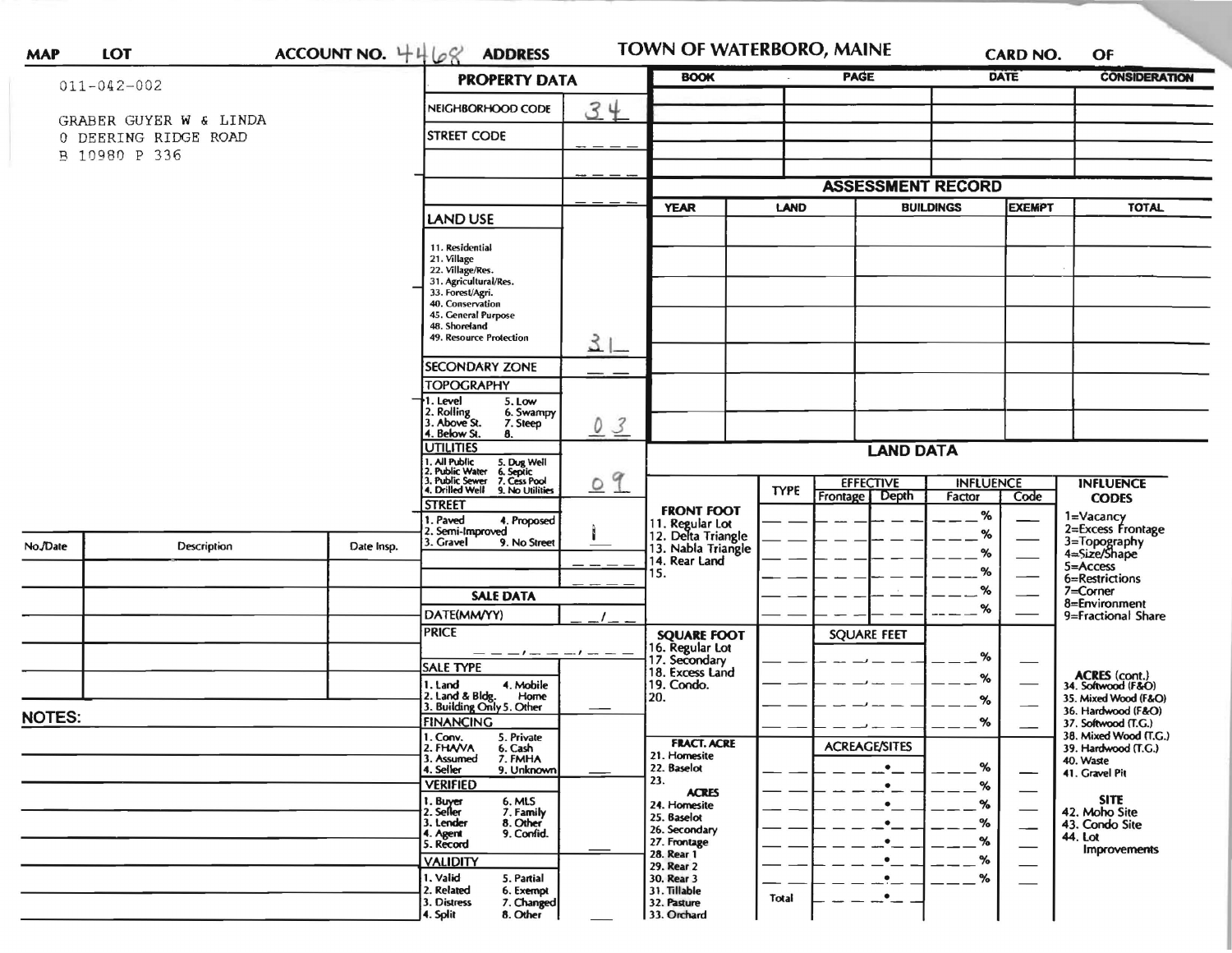MAP | LOT | ACCOUNT NO. 4468 | ADDRESS | TOWN OF WATERBORO, MAINE | CARD NO. | OF

011-042-002

GRABER GUYER W & LINDA
0 DEERING RIDGE ROAD
B 10980 P 336

## PROPERTY DATA

| | |
|---|---|
| NEIGHBORHOOD CODE | 34 |
| STREET CODE | |
| | |
| | |
| LAND USE: 11. Residential, 21. Village, 22. Village/Res., 31. Agricultural/Res., 33. Forest/Agri., 40. Conservation, 45. General Purpose, 48. Shoreland, 49. Resource Protection | 31 |
| SECONDARY ZONE | |
| TOPOGRAPHY: 1. Level, 2. Rolling, 3. Above St., 4. Below St., 5. Low, 6. Swampy, 7. Steep, 8. | 0 3 |
| UTILITIES: 1. All Public, 2. Public Water, 3. Public Sewer, 4. Drilled Well, 5. Dug Well, 6. Septic, 7. Cess Pool, 9. No Utilities | 0 9 |
| STREET: 1. Paved, 2. Semi-Improved, 3. Gravel, 4. Proposed, 9. No Street | 1 |

## SALE DATA

| | |
|---|---|
| DATE(MM/YY) | / |
| PRICE | |
| SALE TYPE: 1. Land, 2. Land & Bldg., 3. Building Only, 4. Mobile Home, 5. Other | |
| FINANCING: 1. Conv., 2. FHA/VA, 3. Assumed, 4. Seller, 5. Private, 6. Cash, 7. FMHA, 9. Unknown | |
| VERIFIED: 1. Buyer, 2. Seller, 3. Lender, 4. Agent, 5. Record, 6. MLS, 7. Family, 8. Other, 9. Confid. | |
| VALIDITY: 1. Valid, 2. Related, 3. Distress, 4. Split, 5. Partial, 6. Exempt, 7. Changed, 8. Other | |

| BOOK | PAGE | DATE | CONSIDERATION |
|---|---|---|---|
| | | | |

## ASSESSMENT RECORD

| YEAR | LAND | BUILDINGS | EXEMPT | TOTAL |
|---|---|---|---|---|
| | | | | |

## LAND DATA

| | TYPE | EFFECTIVE Frontage | Depth | INFLUENCE Factor | Code |
|---|---|---|---|---|---|
| FRONT FOOT: 11. Regular Lot, 12. Delta Triangle, 13. Nabla Triangle, 14. Rear Land, 15. | | | | % | |
| SQUARE FOOT: 16. Regular Lot, 17. Secondary, 18. Excess Land, 19. Condo., 20. | | SQUARE FEET | | % | |
| FRACT. ACRE: 21. Homesite, 22. Baselot, 23. ACRES: 24. Homesite, 25. Baselot, 26. Secondary, 27. Frontage, 28. Rear 1, 29. Rear 2, 30. Rear 3, 31. Tillable, 32. Pasture, 33. Orchard | | ACREAGE/SITES | | % | |
| | Total | | | | |

**INFLUENCE CODES**
1=Vacancy
2=Excess Frontage
3=Topography
4=Size/Shape
5=Access
6=Restrictions
7=Corner
8=Environment
9=Fractional Share

**ACRES (cont.)**
34. Softwood (F&O)
35. Mixed Wood (F&O)
36. Hardwood (F&O)
37. Softwood (T.G.)
38. Mixed Wood (T.G.)
39. Hardwood (T.G.)
40. Waste
41. Gravel Pit

**SITE**
42. Moho Site
43. Condo Site
44. Lot Improvements

| No./Date | Description | Date Insp. |
|---|---|---|
| | | |

**NOTES:**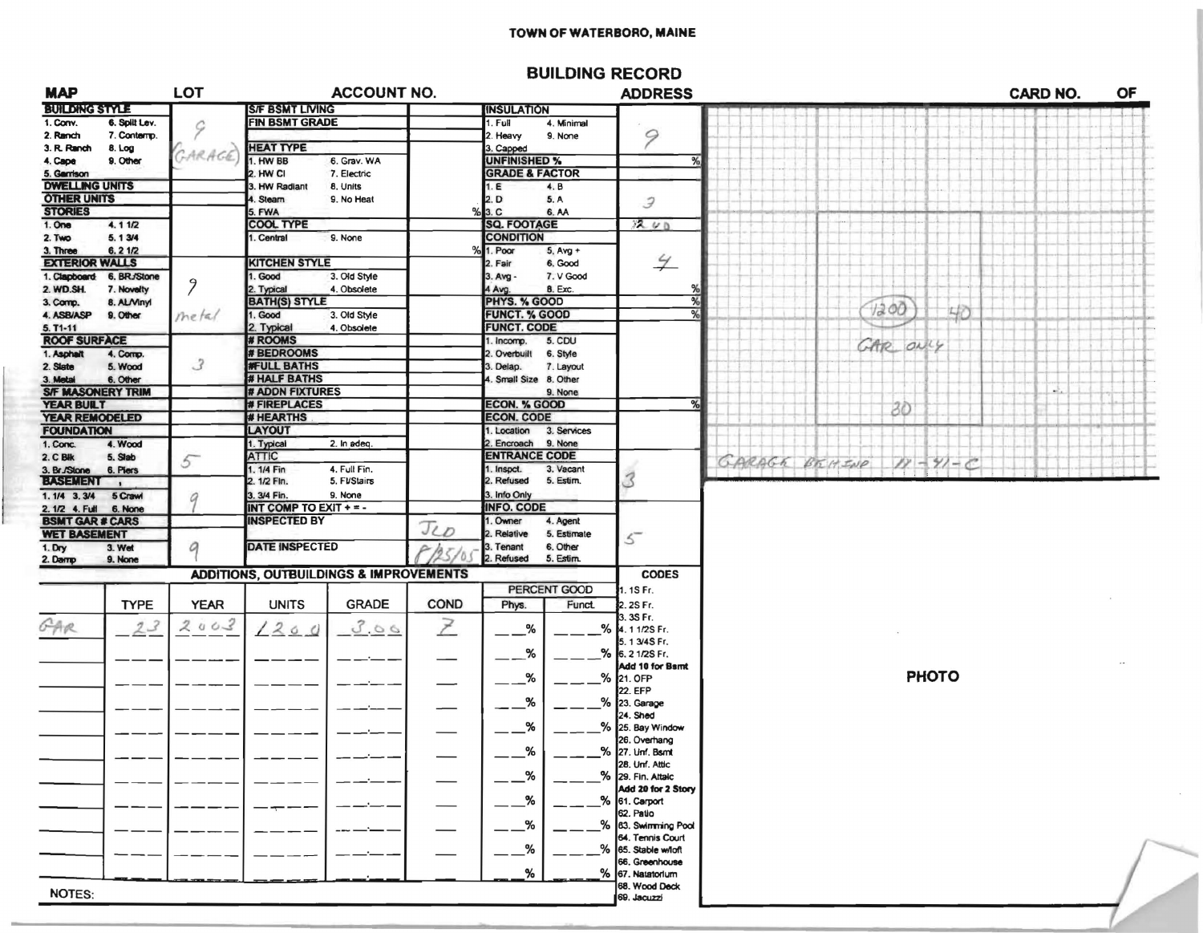**TOWN OF WATERBORO, MAINE**

# BUILDING RECORD

MAP | LOT | ACCOUNT NO. | ADDRESS | CARD NO. | OF

| | | | | | |
|---|---|---|---|---|---|
| **BUILDING STYLE** 1. Conv. 6. Split Lev. 2. Ranch 7. Contemp. 3. R. Ranch 8. Log 4. Cape 9. Other 5. Garrison | 9 (GARAGE) | **S/F BSMT LIVING** | | **INSULATION** 1. Full 4. Minimal 2. Heavy 9. None 3. Capped | 9 |
| **DWELLING UNITS** | | **FIN BSMT GRADE** | | **UNFINISHED %** | % |
| **OTHER UNITS** | | **HEAT TYPE** 1. HW BB 6. Grav. WA 2. HW CI 7. Electric 3. HW Radiant 8. Units 4. Steam 9. No Heat 5. FWA | % | **GRADE & FACTOR** 1. E 4. B 2. D 5. A 3. C 6. AA | 3 |
| **STORIES** 1. One 4. 1 1/2 2. Two 5. 1 3/4 3. Three 6. 2 1/2 | | **COOL TYPE** 1. Central 9. None | % | **SQ. FOOTAGE** | 1200 |
| **EXTERIOR WALLS** 1. Clapboard 6. BR/Stone 2. WD.SH. 7. Novelty 3. Comp. 8. AL/Vinyl 4. ASB/ASP 9. Other 5. T1-11 | 9 metal | **KITCHEN STYLE** 1. Good 3. Old Style 2. Typical 4. Obsolete | | **CONDITION** 1. Poor 5. Avg + 2. Fair 6. Good 3. Avg - 7. V Good 4. Avg. 8. Exc. | 4 |
| | | **BATH(S) STYLE** 1. Good 3. Old Style 2. Typical 4. Obsolete | | **PHYS. % GOOD** | % |
| | | | | **FUNCT. % GOOD** | % |
| **ROOF SURFACE** 1. Asphalt 4. Comp. 2. Slate 5. Wood 3. Metal 6. Other | 3 | **# ROOMS** | | **FUNCT. CODE** 1. Incomp. 5. CDU 2. Overbuilt 6. Style 3. Delap. 7. Layout 4. Small Size 8. Other 9. None | |
| | | **# BEDROOMS** | | | |
| | | **#FULL BATHS** | | | |
| | | **# HALF BATHS** | | | |
| **S/F MASONERY TRIM** | | **# ADDN FIXTURES** | | | |
| **YEAR BUILT** | | **# FIREPLACES** | | **ECON. % GOOD** | % |
| **YEAR REMODELED** | | **# HEARTHS** | | **ECON. CODE** 1. Location 3. Services 2. Encroach 9. None | |
| **FOUNDATION** 1. Conc. 4. Wood 2. C Blk 5. Slab 3. Br./Stone 6. Piers | 5 | **LAYOUT** 1. Typical 2. In adeq. | | | |
| | | **ATTIC** 1. 1/4 Fin 4. Full Fin. 2. 1/2 Fin. 5. Fl/Stairs 3. 3/4 Fin. 9. None | | **ENTRANCE CODE** 1. Inspct. 3. Vacant 2. Refused 5. Estim. 3. Info Only | 3 |
| **BASEMENT** 1. 1/4 3. 3/4 5 Crawl 2. 1/2 4. Full 6. None | 9 | **INT COMP TO EXIT + = -** | | | |
| **BSMT GAR # CARS** | | **INSPECTED BY** | JLD | **INFO. CODE** 1. Owner 4. Agent 2. Relative 5. Estimate 3. Tenant 6. Other | 5 |
| **WET BASEMENT** 1. Dry 3. Wet 2. Damp 9. None | 9 | **DATE INSPECTED** | 8/25/05 | 2. Refused 5. Estim. | |

Sketch: 1200 — 40 — 30 — GAR ONLY

GARAGE BEHIND 11-41-C

## ADDITIONS, OUTBUILDINGS & IMPROVEMENTS

| | TYPE | YEAR | UNITS | GRADE | COND | PERCENT GOOD Phys. | PERCENT GOOD Funct. |
|---|---|---|---|---|---|---|---|
| GAR | 23 | 2003 | 1200 | 3.00 | 7 | % | % |
| | | | | | | % | % |
| | | | | | | % | % |
| | | | | | | % | % |
| | | | | | | % | % |
| | | | | | | % | % |
| | | | | | | % | % |
| | | | | | | % | % |
| | | | | | | % | % |
| | | | | | | % | % |
| | | | | | | % | % |

**CODES**
1. 1S Fr.
2. 2S Fr.
3. 3S Fr.
4. 1 1/2S Fr.
5. 1 3/4S Fr.
6. 2 1/2S Fr.

**Add 10 for Bsmt**
21. OFP
22. EFP
23. Garage
24. Shed
25. Bay Window
26. Overhang
27. Unf. Bsmt
28. Unf. Attic
29. Fin. Attaic

**Add 20 for 2 Story**
61. Carport
62. Patio
63. Swimming Pool
64. Tennis Court
65. Stable w/loft
66. Greenhouse
67. Natatorium
68. Wood Deck
69. Jacuzzi

NOTES:

**PHOTO**